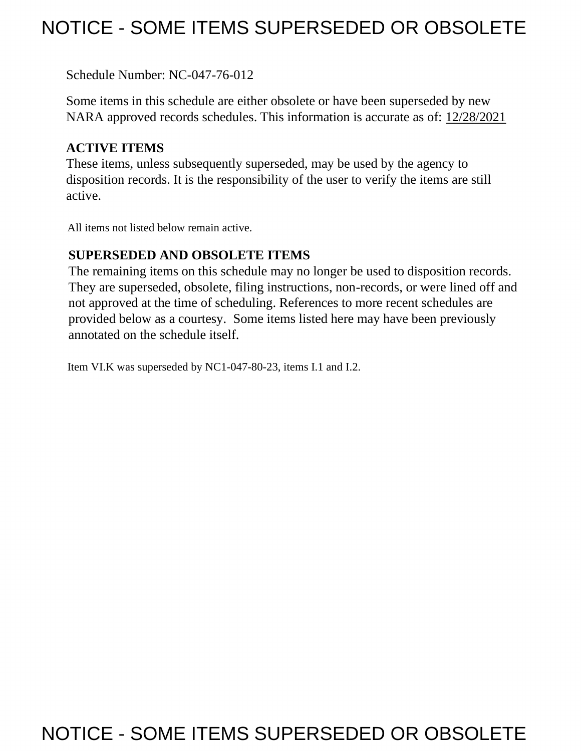# NOTICE - SOME ITEMS SUPERSEDED OR OBSOLETE

Schedule Number: NC-047-76-012

Some items in this schedule are either obsolete or have been superseded by new NARA approved records schedules. This information is accurate as of: 12/28/2021

**ACTIVE ITEMS**
These items, unless subsequently superseded, may be used by the agency to disposition records. It is the responsibility of the user to verify the items are still active.

All items not listed below remain active.

**SUPERSEDED AND OBSOLETE ITEMS**
The remaining items on this schedule may no longer be used to disposition records. They are superseded, obsolete, filing instructions, non-records, or were lined off and not approved at the time of scheduling. References to more recent schedules are provided below as a courtesy. Some items listed here may have been previously annotated on the schedule itself.

Item VI.K was superseded by NC1-047-80-23, items I.1 and I.2.

# NOTICE - SOME ITEMS SUPERSEDED OR OBSOLETE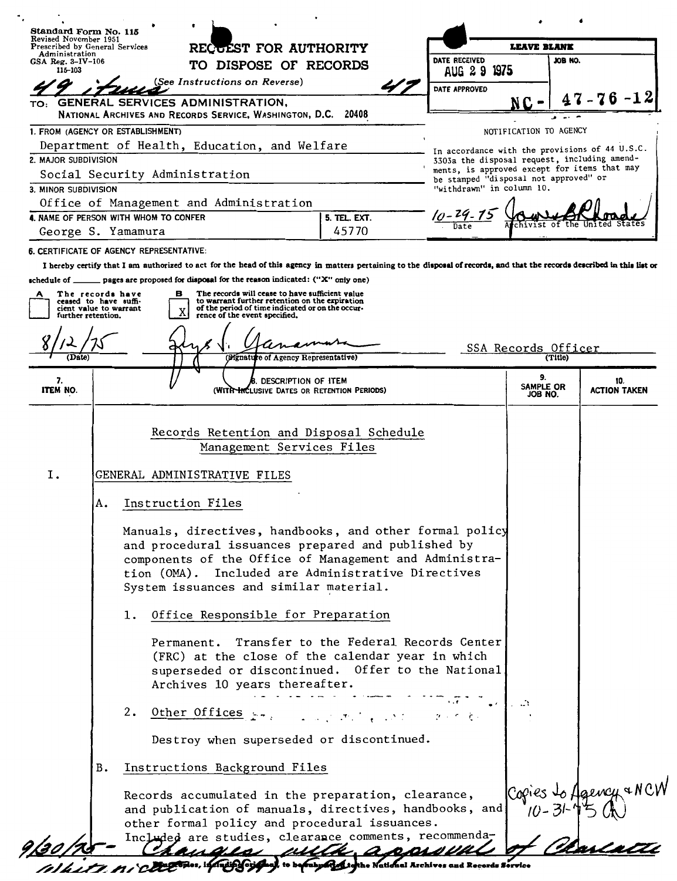Standard Form No. 115
Revised November 1951
Prescribed by General Services Administration
GSA Reg. 3-IV-106
115-103

# REQUEST FOR AUTHORITY TO DISPOSE OF RECORDS

(See Instructions on Reverse)

49 items 47

TO: GENERAL SERVICES ADMINISTRATION,
NATIONAL ARCHIVES AND RECORDS SERVICE, WASHINGTON, D.C. 20408

| LEAVE BLANK | |
|---|---|
| DATE RECEIVED: AUG 29 1975 | JOB NO. |
| DATE APPROVED | NC - 47-76-12 |

NOTIFICATION TO AGENCY

In accordance with the provisions of 44 U.S.C. 3303a the disposal request, including amendments, is approved except for items that may be stamped "disposal not approved" or "withdrawn" in column 10.

10-29-75 — Date — Archivist of the United States

1. FROM (AGENCY OR ESTABLISHMENT): Department of Health, Education, and Welfare
2. MAJOR SUBDIVISION: Social Security Administration
3. MINOR SUBDIVISION: Office of Management and Administration
4. NAME OF PERSON WITH WHOM TO CONFER: George S. Yamamura
5. TEL. EXT.: 45770

6. CERTIFICATE OF AGENCY REPRESENTATIVE:

I hereby certify that I am authorized to act for the head of this agency in matters pertaining to the disposal of records, and that the records described in this list or schedule of ______ pages are proposed for disposal for the reason indicated: ("X" only one)

- [ ] A The records have ceased to have sufficient value to warrant further retention.
- [X] B The records will cease to have sufficient value to warrant further retention on the expiration of the period of time indicated or on the occurrence of the event specified.

8/12/75 (Date) — George S. Yamamura (Signature of Agency Representative) — SSA Records Officer (Title)

| 7. ITEM NO. | 8. DESCRIPTION OF ITEM (WITH INCLUSIVE DATES OR RETENTION PERIODS) | 9. SAMPLE OR JOB NO. | 10. ACTION TAKEN |
|---|---|---|---|

Records Retention and Disposal Schedule
Management Services Files

I. GENERAL ADMINISTRATIVE FILES

A. Instruction Files

Manuals, directives, handbooks, and other formal policy and procedural issuances prepared and published by components of the Office of Management and Administration (OMA). Included are Administrative Directives System issuances and similar material.

1. Office Responsible for Preparation

   Permanent. Transfer to the Federal Records Center (FRC) at the close of the calendar year in which superseded or discontinued. Offer to the National Archives 10 years thereafter.

2. Other Offices

   Destroy when superseded or discontinued.

B. Instructions Background Files

Records accumulated in the preparation, clearance, and publication of manuals, directives, handbooks, and other formal policy and procedural issuances. Included are studies, clearance comments, recommenda-

Copies to Agency & NCW 10-31-75

9/30/75 - Changes with approval of Charlotte Whitcomb (SSA) (GA)

Four copies, including original, to be submitted to the National Archives and Records Service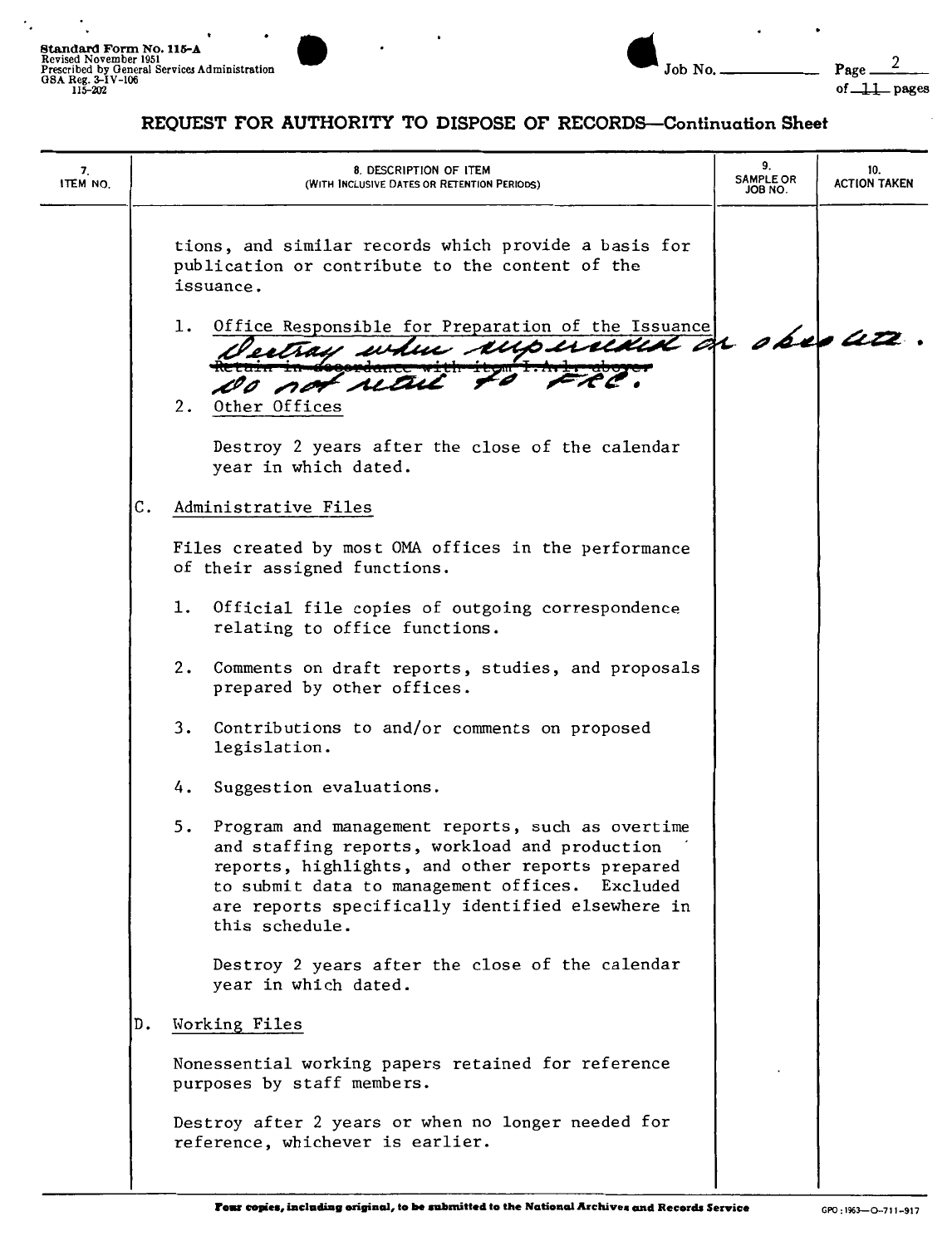# REQUEST FOR AUTHORITY TO DISPOSE OF RECORDS—Continuation Sheet

| 7. ITEM NO. | 8. DESCRIPTION OF ITEM (WITH INCLUSIVE DATES OR RETENTION PERIODS) | 9. SAMPLE OR JOB NO. | 10. ACTION TAKEN |
|---|---|---|---|
| | | | |

tions, and similar records which provide a basis for publication or contribute to the content of the issuance.

1. Office Responsible for Preparation of the Issuance

   Destroy when superseded or obsolete.

   ~~Retain in accordance with item I.A.1. above.~~

   Do not retire to FRC.

2. Other Offices

   Destroy 2 years after the close of the calendar year in which dated.

C. Administrative Files

Files created by most OMA offices in the performance of their assigned functions.

1. Official file copies of outgoing correspondence relating to office functions.

2. Comments on draft reports, studies, and proposals prepared by other offices.

3. Contributions to and/or comments on proposed legislation.

4. Suggestion evaluations.

5. Program and management reports, such as overtime and staffing reports, workload and production reports, highlights, and other reports prepared to submit data to management offices. Excluded are reports specifically identified elsewhere in this schedule.

   Destroy 2 years after the close of the calendar year in which dated.

D. Working Files

Nonessential working papers retained for reference purposes by staff members.

Destroy after 2 years or when no longer needed for reference, whichever is earlier.

**Four copies, including original, to be submitted to the National Archives and Records Service**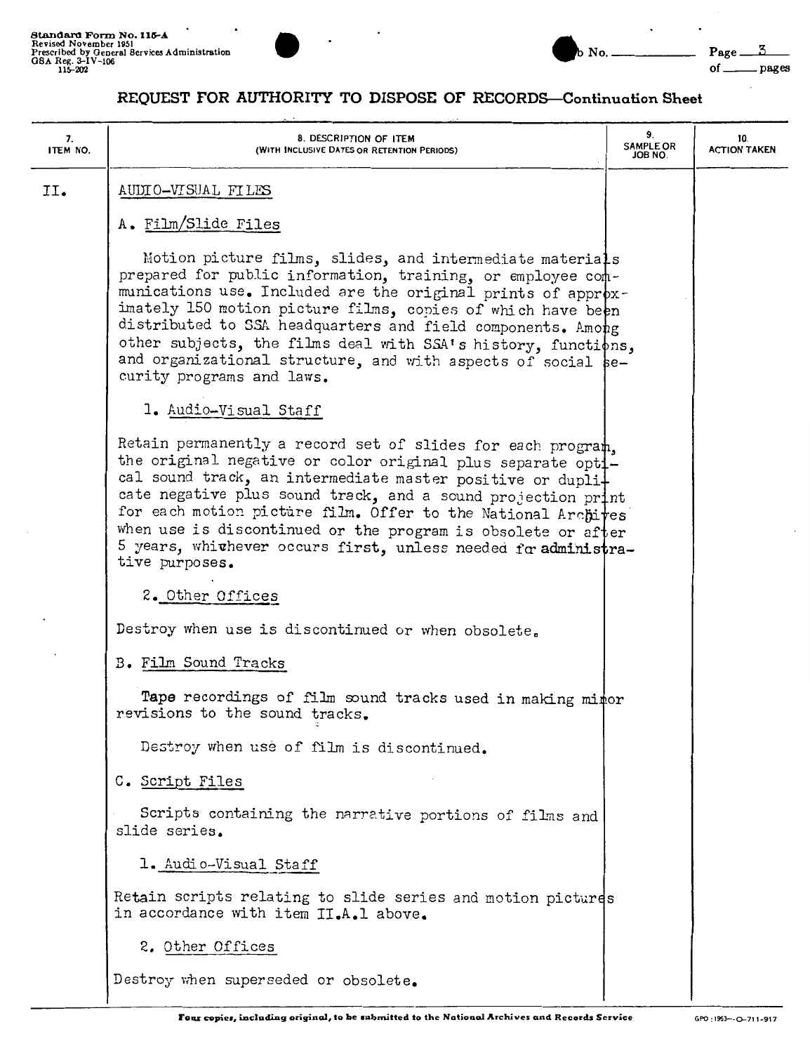Standard Form No. 115-A
Revised November 1951
Prescribed by General Services Administration
GSA Reg. 3-IV-106
115-202

Job No. ________ Page 3 of ____ pages

## REQUEST FOR AUTHORITY TO DISPOSE OF RECORDS—Continuation Sheet

| 7. ITEM NO. | 8. DESCRIPTION OF ITEM (WITH INCLUSIVE DATES OR RETENTION PERIODS) | 9. SAMPLE OR JOB NO. | 10. ACTION TAKEN |
|---|---|---|---|
| II. | AUDIO-VISUAL FILES | | |
| | A. Film/Slide Files | | |
| | Motion picture films, slides, and intermediate materials prepared for public information, training, or employee communications use. Included are the original prints of approximately 150 motion picture films, copies of which have been distributed to SSA headquarters and field components. Among other subjects, the films deal with SSA's history, functions, and organizational structure, and with aspects of social security programs and laws. | | |
| | 1. Audio-Visual Staff | | |
| | Retain permanently a record set of slides for each program, the original negative or color original plus separate optical sound track, an intermediate master positive or duplicate negative plus sound track, and a sound projection print for each motion picture film. Offer to the National Archives when use is discontinued or the program is obsolete or after 5 years, whichever occurs first, unless needed for administrative purposes. | | |
| | 2. Other Offices | | |
| | Destroy when use is discontinued or when obsolete. | | |
| | B. Film Sound Tracks | | |
| | Tape recordings of film sound tracks used in making minor revisions to the sound tracks. | | |
| | Destroy when use of film is discontinued. | | |
| | C. Script Files | | |
| | Scripts containing the narrative portions of films and slide series. | | |
| | 1. Audio-Visual Staff | | |
| | Retain scripts relating to slide series and motion pictures in accordance with item II.A.1 above. | | |
| | 2. Other Offices | | |
| | Destroy when superseded or obsolete. | | |

Four copies, including original, to be submitted to the National Archives and Records Service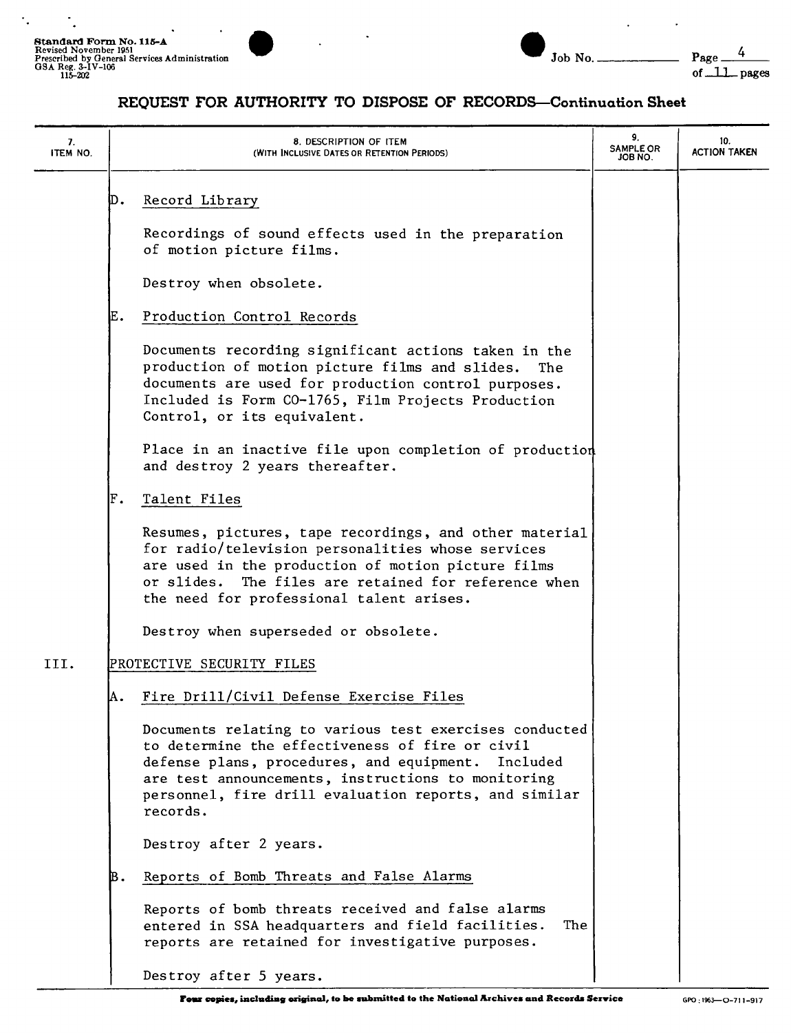## REQUEST FOR AUTHORITY TO DISPOSE OF RECORDS—Continuation Sheet

| 7. ITEM NO. | 8. DESCRIPTION OF ITEM (WITH INCLUSIVE DATES OR RETENTION PERIODS) | 9. SAMPLE OR JOB NO. | 10. ACTION TAKEN |
|---|---|---|---|
| | D. Record Library<br><br>Recordings of sound effects used in the preparation of motion picture films.<br><br>Destroy when obsolete. | | |
| | E. Production Control Records<br><br>Documents recording significant actions taken in the production of motion picture films and slides. The documents are used for production control purposes. Included is Form CO-1765, Film Projects Production Control, or its equivalent.<br><br>Place in an inactive file upon completion of production and destroy 2 years thereafter. | | |
| | F. Talent Files<br><br>Resumes, pictures, tape recordings, and other material for radio/television personalities whose services are used in the production of motion picture films or slides. The files are retained for reference when the need for professional talent arises.<br><br>Destroy when superseded or obsolete. | | |
| III. | PROTECTIVE SECURITY FILES | | |
| | A. Fire Drill/Civil Defense Exercise Files<br><br>Documents relating to various test exercises conducted to determine the effectiveness of fire or civil defense plans, procedures, and equipment. Included are test announcements, instructions to monitoring personnel, fire drill evaluation reports, and similar records.<br><br>Destroy after 2 years. | | |
| | B. Reports of Bomb Threats and False Alarms<br><br>Reports of bomb threats received and false alarms entered in SSA headquarters and field facilities. The reports are retained for investigative purposes.<br><br>Destroy after 5 years. | | |

**Four copies, including original, to be submitted to the National Archives and Records Service**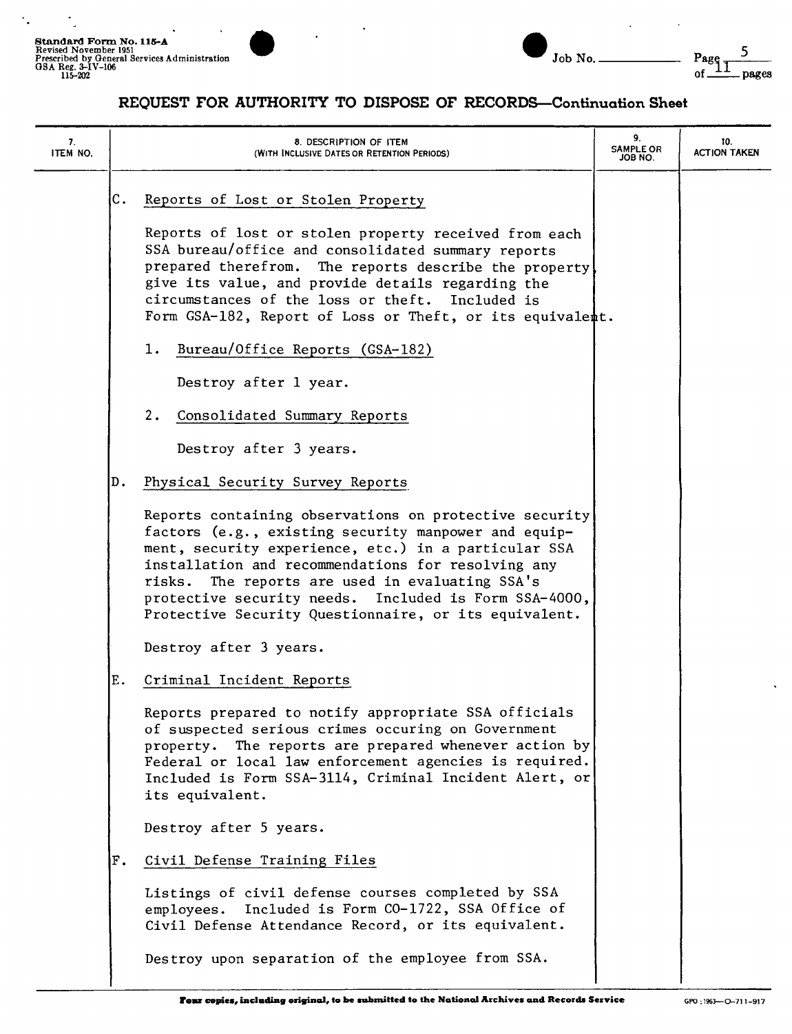# REQUEST FOR AUTHORITY TO DISPOSE OF RECORDS—Continuation Sheet

| 7. ITEM NO. | 8. DESCRIPTION OF ITEM (WITH INCLUSIVE DATES OR RETENTION PERIODS) | 9. SAMPLE OR JOB NO. | 10. ACTION TAKEN |
|---|---|---|---|

C. Reports of Lost or Stolen Property

Reports of lost or stolen property received from each SSA bureau/office and consolidated summary reports prepared therefrom. The reports describe the property, give its value, and provide details regarding the circumstances of the loss or theft. Included is Form GSA-182, Report of Loss or Theft, or its equivalent.

1. Bureau/Office Reports (GSA-182)

   Destroy after 1 year.

2. Consolidated Summary Reports

   Destroy after 3 years.

D. Physical Security Survey Reports

Reports containing observations on protective security factors (e.g., existing security manpower and equipment, security experience, etc.) in a particular SSA installation and recommendations for resolving any risks. The reports are used in evaluating SSA's protective security needs. Included is Form SSA-4000, Protective Security Questionnaire, or its equivalent.

Destroy after 3 years.

E. Criminal Incident Reports

Reports prepared to notify appropriate SSA officials of suspected serious crimes occuring on Government property. The reports are prepared whenever action by Federal or local law enforcement agencies is required. Included is Form SSA-3114, Criminal Incident Alert, or its equivalent.

Destroy after 5 years.

F. Civil Defense Training Files

Listings of civil defense courses completed by SSA employees. Included is Form CO-1722, SSA Office of Civil Defense Attendance Record, or its equivalent.

Destroy upon separation of the employee from SSA.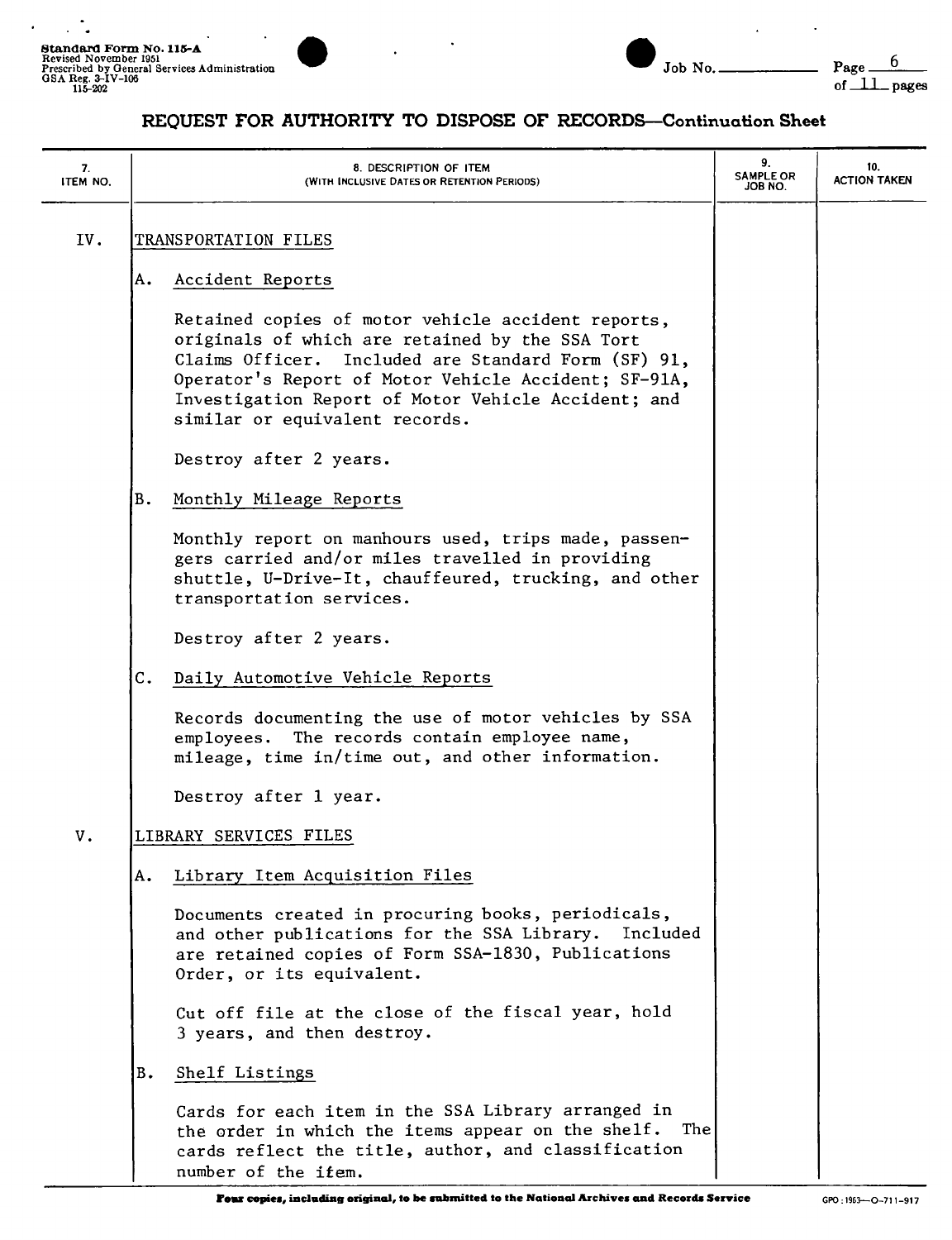# REQUEST FOR AUTHORITY TO DISPOSE OF RECORDS—Continuation Sheet

| 7. ITEM NO. | 8. DESCRIPTION OF ITEM (WITH INCLUSIVE DATES OR RETENTION PERIODS) | 9. SAMPLE OR JOB NO. | 10. ACTION TAKEN |
|---|---|---|---|
| IV. | TRANSPORTATION FILES | | |
| | A. Accident Reports<br><br>Retained copies of motor vehicle accident reports, originals of which are retained by the SSA Tort Claims Officer. Included are Standard Form (SF) 91, Operator's Report of Motor Vehicle Accident; SF-91A, Investigation Report of Motor Vehicle Accident; and similar or equivalent records.<br><br>Destroy after 2 years. | | |
| | B. Monthly Mileage Reports<br><br>Monthly report on manhours used, trips made, passengers carried and/or miles travelled in providing shuttle, U-Drive-It, chauffeured, trucking, and other transportation services.<br><br>Destroy after 2 years. | | |
| | C. Daily Automotive Vehicle Reports<br><br>Records documenting the use of motor vehicles by SSA employees. The records contain employee name, mileage, time in/time out, and other information.<br><br>Destroy after 1 year. | | |
| V. | LIBRARY SERVICES FILES | | |
| | A. Library Item Acquisition Files<br><br>Documents created in procuring books, periodicals, and other publications for the SSA Library. Included are retained copies of Form SSA-1830, Publications Order, or its equivalent.<br><br>Cut off file at the close of the fiscal year, hold 3 years, and then destroy. | | |
| | B. Shelf Listings<br><br>Cards for each item in the SSA Library arranged in the order in which the items appear on the shelf. The cards reflect the title, author, and classification number of the item. | | |

Four copies, including original, to be submitted to the National Archives and Records Service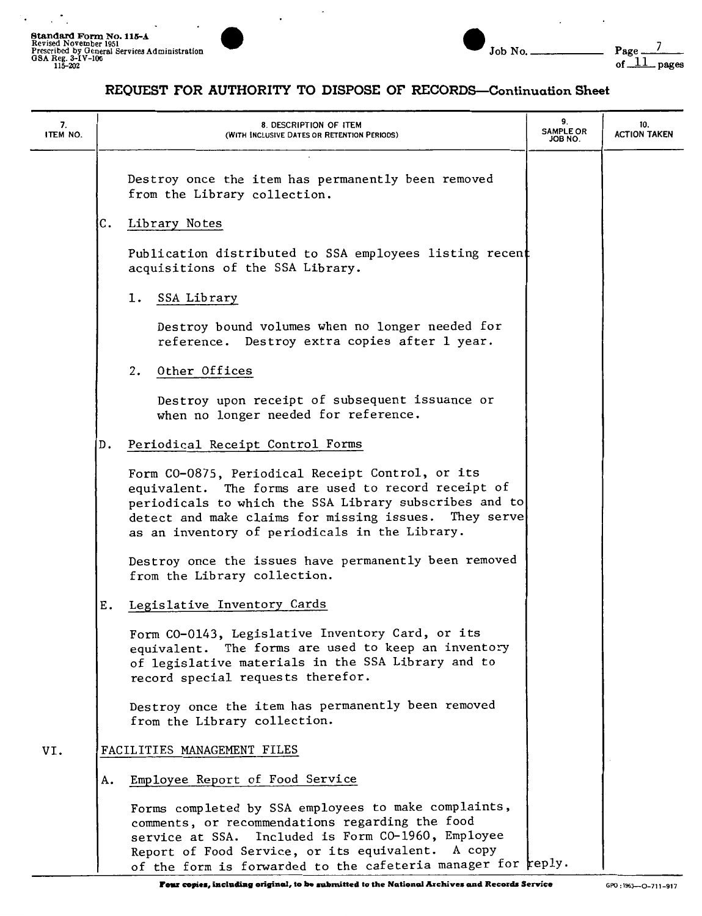## REQUEST FOR AUTHORITY TO DISPOSE OF RECORDS—Continuation Sheet

| 7. ITEM NO. | 8. DESCRIPTION OF ITEM (WITH INCLUSIVE DATES OR RETENTION PERIODS) | 9. SAMPLE OR JOB NO. | 10. ACTION TAKEN |
|---|---|---|---|

Destroy once the item has permanently been removed from the Library collection.

C. Library Notes

Publication distributed to SSA employees listing recent acquisitions of the SSA Library.

1. SSA Library

   Destroy bound volumes when no longer needed for reference. Destroy extra copies after 1 year.

2. Other Offices

   Destroy upon receipt of subsequent issuance or when no longer needed for reference.

D. Periodical Receipt Control Forms

Form CO-0875, Periodical Receipt Control, or its equivalent. The forms are used to record receipt of periodicals to which the SSA Library subscribes and to detect and make claims for missing issues. They serve as an inventory of periodicals in the Library.

Destroy once the issues have permanently been removed from the Library collection.

E. Legislative Inventory Cards

Form CO-0143, Legislative Inventory Card, or its equivalent. The forms are used to keep an inventory of legislative materials in the SSA Library and to record special requests therefor.

Destroy once the item has permanently been removed from the Library collection.

VI. FACILITIES MANAGEMENT FILES

A. Employee Report of Food Service

Forms completed by SSA employees to make complaints, comments, or recommendations regarding the food service at SSA. Included is Form CO-1960, Employee Report of Food Service, or its equivalent. A copy of the form is forwarded to the cafeteria manager for reply.

**Four copies, including original, to be submitted to the National Archives and Records Service**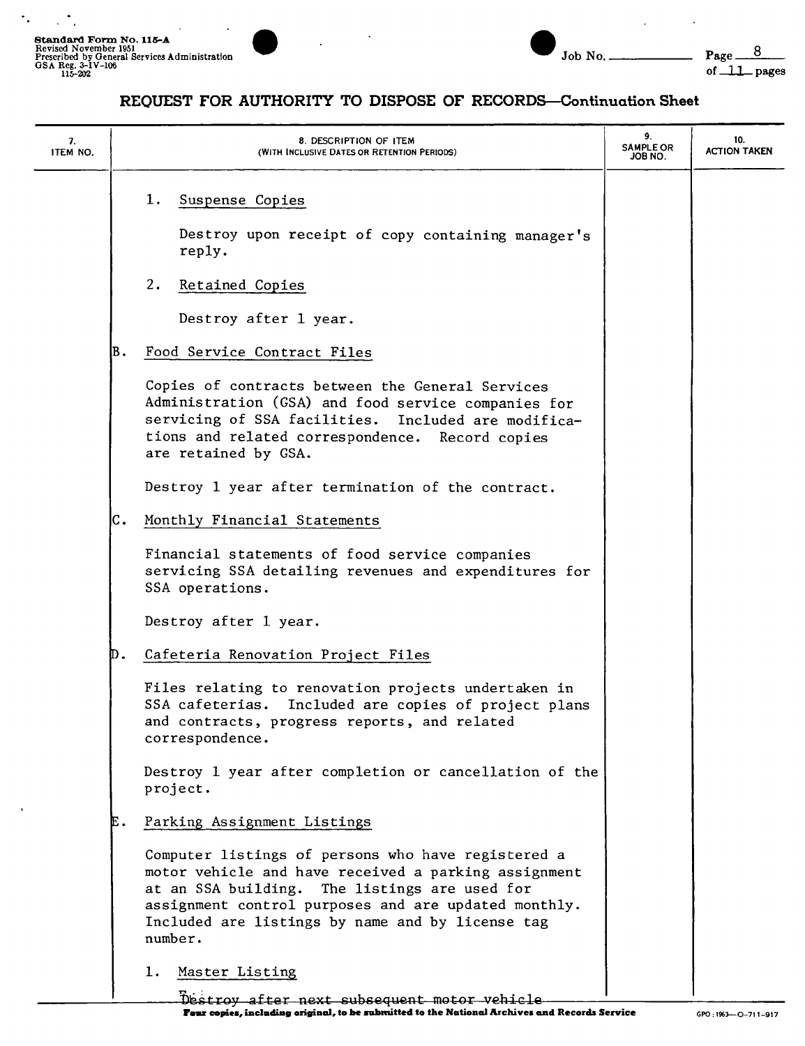**Standard Form No. 115-A**
Revised November 1951
Prescribed by General Services Administration
GSA Reg. 3-IV-106
115-202

Job No. ________

# REQUEST FOR AUTHORITY TO DISPOSE OF RECORDS—Continuation Sheet

| 7. ITEM NO. | 8. DESCRIPTION OF ITEM (WITH INCLUSIVE DATES OR RETENTION PERIODS) | 9. SAMPLE OR JOB NO. | 10. ACTION TAKEN |
|---|---|---|---|
| | 1. Suspense Copies<br><br>Destroy upon receipt of copy containing manager's reply.<br><br>2. Retained Copies<br><br>Destroy after 1 year.<br><br>B. Food Service Contract Files<br><br>Copies of contracts between the General Services Administration (GSA) and food service companies for servicing of SSA facilities. Included are modifications and related correspondence. Record copies are retained by GSA.<br><br>Destroy 1 year after termination of the contract.<br><br>C. Monthly Financial Statements<br><br>Financial statements of food service companies servicing SSA detailing revenues and expenditures for SSA operations.<br><br>Destroy after 1 year.<br><br>D. Cafeteria Renovation Project Files<br><br>Files relating to renovation projects undertaken in SSA cafeterias. Included are copies of project plans and contracts, progress reports, and related correspondence.<br><br>Destroy 1 year after completion or cancellation of the project.<br><br>E. Parking Assignment Listings<br><br>Computer listings of persons who have registered a motor vehicle and have received a parking assignment at an SSA building. The listings are used for assignment control purposes and are updated monthly. Included are listings by name and by license tag number.<br><br>1. Master Listing<br><br>Destroy after next subsequent motor vehicle | | |

**Four copies, including original, to be submitted to the National Archives and Records Service**

GPO : 1963—O-711-917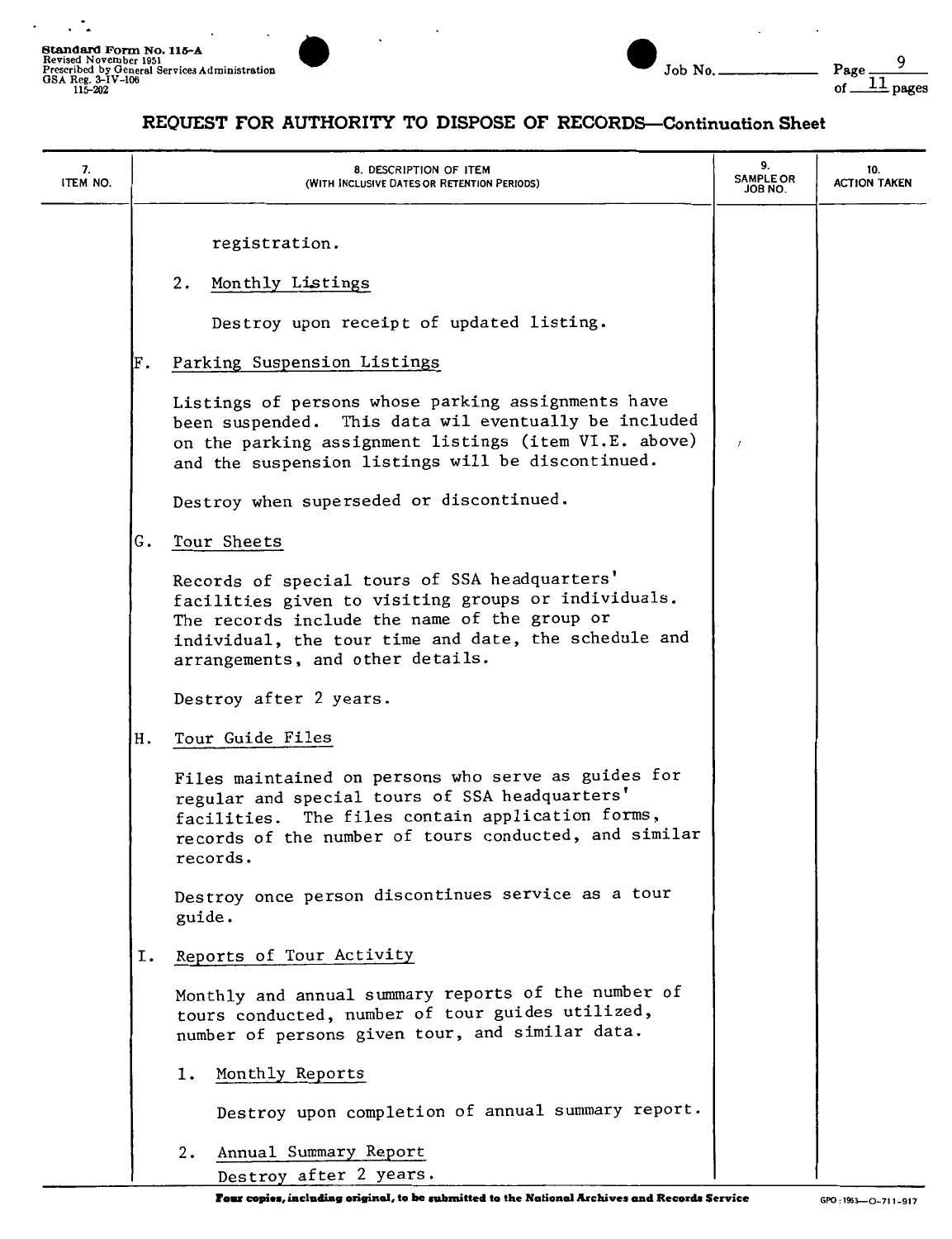Standard Form No. 115-A
Revised November 1951
Prescribed by General Services Administration
GSA Reg. 3-IV-106
115-202

Job No. ___________

## REQUEST FOR AUTHORITY TO DISPOSE OF RECORDS—Continuation Sheet

| 7. ITEM NO. | 8. DESCRIPTION OF ITEM (WITH INCLUSIVE DATES OR RETENTION PERIODS) | 9. SAMPLE OR JOB NO. | 10. ACTION TAKEN |
|---|---|---|---|
| | registration. | | |
| | 2. Monthly Listings<br><br>Destroy upon receipt of updated listing. | | |
| | F. Parking Suspension Listings<br><br>Listings of persons whose parking assignments have been suspended. This data wil eventually be included on the parking assignment listings (item VI.E. above) and the suspension listings will be discontinued.<br><br>Destroy when superseded or discontinued. | | |
| | G. Tour Sheets<br><br>Records of special tours of SSA headquarters' facilities given to visiting groups or individuals. The records include the name of the group or individual, the tour time and date, the schedule and arrangements, and other details.<br><br>Destroy after 2 years. | | |
| | H. Tour Guide Files<br><br>Files maintained on persons who serve as guides for regular and special tours of SSA headquarters' facilities. The files contain application forms, records of the number of tours conducted, and similar records.<br><br>Destroy once person discontinues service as a tour guide. | | |
| | I. Reports of Tour Activity<br><br>Monthly and annual summary reports of the number of tours conducted, number of tour guides utilized, number of persons given tour, and similar data. | | |
| | 1. Monthly Reports<br><br>Destroy upon completion of annual summary report. | | |
| | 2. Annual Summary Report<br>Destroy after 2 years. | | |

**Four copies, including original, to be submitted to the National Archives and Records Service**

GPO : 1963—O-711-917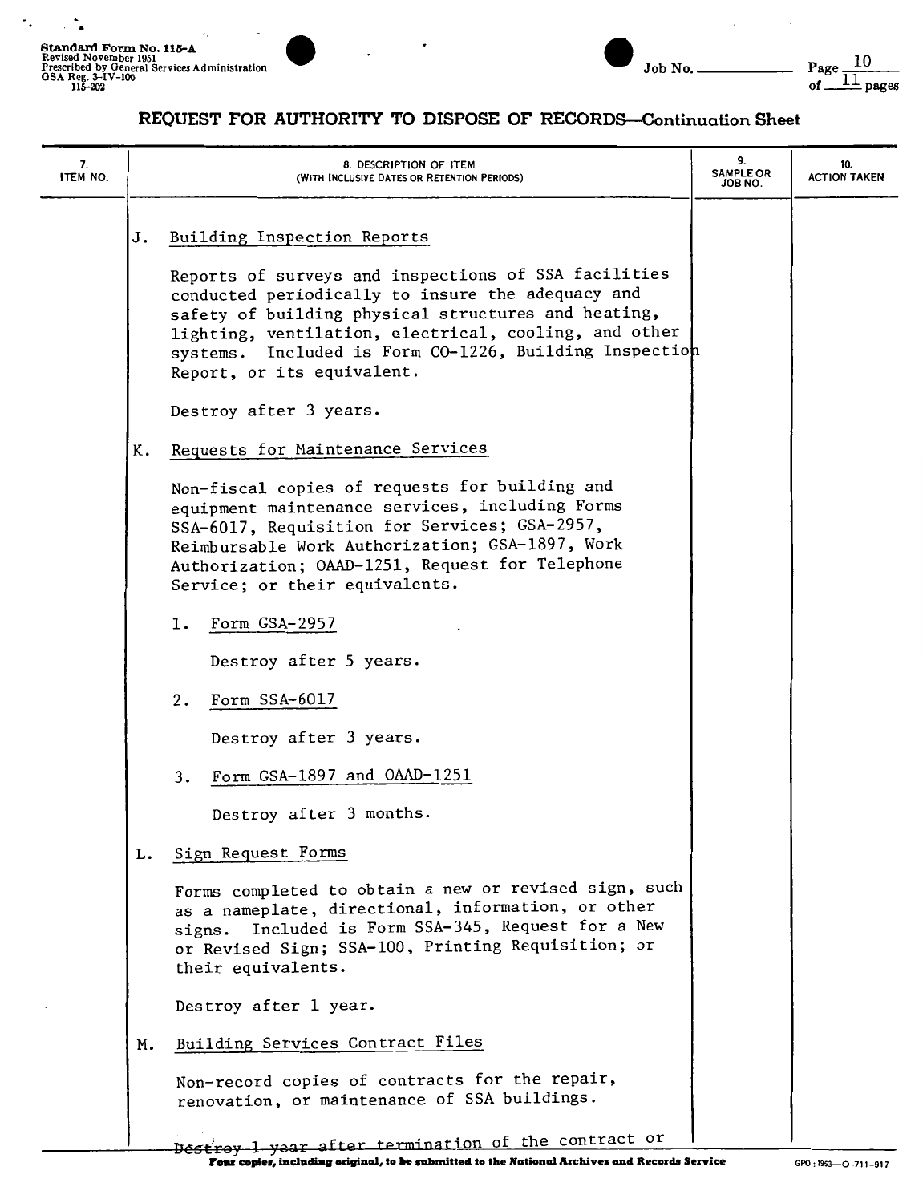## REQUEST FOR AUTHORITY TO DISPOSE OF RECORDS—Continuation Sheet

| 7. ITEM NO. | 8. DESCRIPTION OF ITEM (WITH INCLUSIVE DATES OR RETENTION PERIODS) | 9. SAMPLE OR JOB NO. | 10. ACTION TAKEN |
|---|---|---|---|

J. Building Inspection Reports

Reports of surveys and inspections of SSA facilities conducted periodically to insure the adequacy and safety of building physical structures and heating, lighting, ventilation, electrical, cooling, and other systems. Included is Form CO-1226, Building Inspection Report, or its equivalent.

Destroy after 3 years.

K. Requests for Maintenance Services

Non-fiscal copies of requests for building and equipment maintenance services, including Forms SSA-6017, Requisition for Services; GSA-2957, Reimbursable Work Authorization; GSA-1897, Work Authorization; OAAD-1251, Request for Telephone Service; or their equivalents.

1. Form GSA-2957

   Destroy after 5 years.

2. Form SSA-6017

   Destroy after 3 years.

3. Form GSA-1897 and OAAD-1251

   Destroy after 3 months.

L. Sign Request Forms

Forms completed to obtain a new or revised sign, such as a nameplate, directional, information, or other signs. Included is Form SSA-345, Request for a New or Revised Sign; SSA-100, Printing Requisition; or their equivalents.

Destroy after 1 year.

M. Building Services Contract Files

Non-record copies of contracts for the repair, renovation, or maintenance of SSA buildings.

Destroy 1 year after termination of the contract or

**Four copies, including original, to be submitted to the National Archives and Records Service**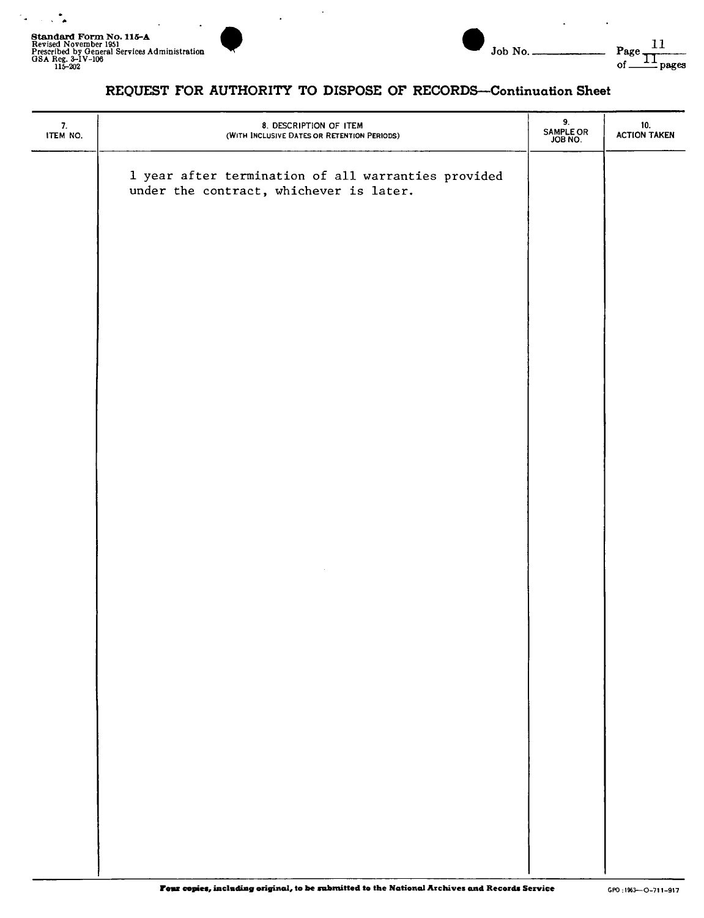Standard Form No. 115-A
Revised November 1951
Prescribed by General Services Administration
GSA Reg. 3-IV-106
115-202

Job No. \_\_\_\_\_\_\_\_

Page 11 of 11 pages

## REQUEST FOR AUTHORITY TO DISPOSE OF RECORDS—Continuation Sheet

| 7. ITEM NO. | 8. DESCRIPTION OF ITEM (WITH INCLUSIVE DATES OR RETENTION PERIODS) | 9. SAMPLE OR JOB NO. | 10. ACTION TAKEN |
|---|---|---|---|
| | 1 year after termination of all warranties provided under the contract, whichever is later. | | |

**Four copies, including original, to be submitted to the National Archives and Records Service**

GPO : 1963—O-711-917